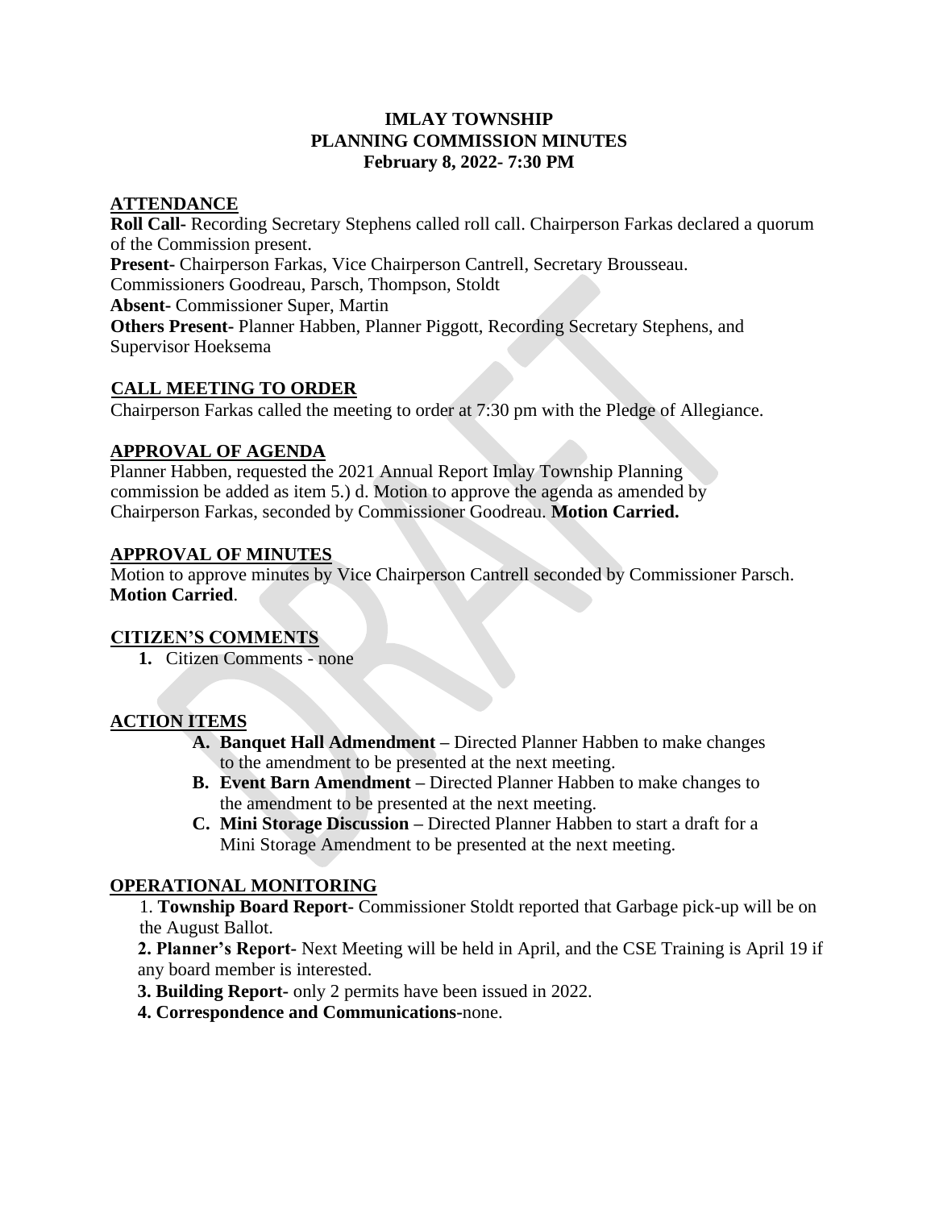**IMLAY TOWNSHIP**
**PLANNING COMMISSION MINUTES**
**February 8, 2022- 7:30 PM**

## ATTENDANCE

**Roll Call-** Recording Secretary Stephens called roll call. Chairperson Farkas declared a quorum of the Commission present.
**Present-** Chairperson Farkas, Vice Chairperson Cantrell, Secretary Brousseau. Commissioners Goodreau, Parsch, Thompson, Stoldt
**Absent-** Commissioner Super, Martin
**Others Present-** Planner Habben, Planner Piggott, Recording Secretary Stephens, and Supervisor Hoeksema

## CALL MEETING TO ORDER

Chairperson Farkas called the meeting to order at 7:30 pm with the Pledge of Allegiance.

## APPROVAL OF AGENDA

Planner Habben, requested the 2021 Annual Report Imlay Township Planning commission be added as item 5.) d. Motion to approve the agenda as amended by Chairperson Farkas, seconded by Commissioner Goodreau. **Motion Carried.**

## APPROVAL OF MINUTES

Motion to approve minutes by Vice Chairperson Cantrell seconded by Commissioner Parsch. **Motion Carried**.

## CITIZEN'S COMMENTS

1. Citizen Comments - none

## ACTION ITEMS

A. **Banquet Hall Admendment –** Directed Planner Habben to make changes to the amendment to be presented at the next meeting.
B. **Event Barn Amendment –** Directed Planner Habben to make changes to the amendment to be presented at the next meeting.
C. **Mini Storage Discussion –** Directed Planner Habben to start a draft for a Mini Storage Amendment to be presented at the next meeting.

## OPERATIONAL MONITORING

1. **Township Board Report-** Commissioner Stoldt reported that Garbage pick-up will be on the August Ballot.
2. **Planner's Report-** Next Meeting will be held in April, and the CSE Training is April 19 if any board member is interested.
3. **Building Report-** only 2 permits have been issued in 2022.
4. **Correspondence and Communications-**none.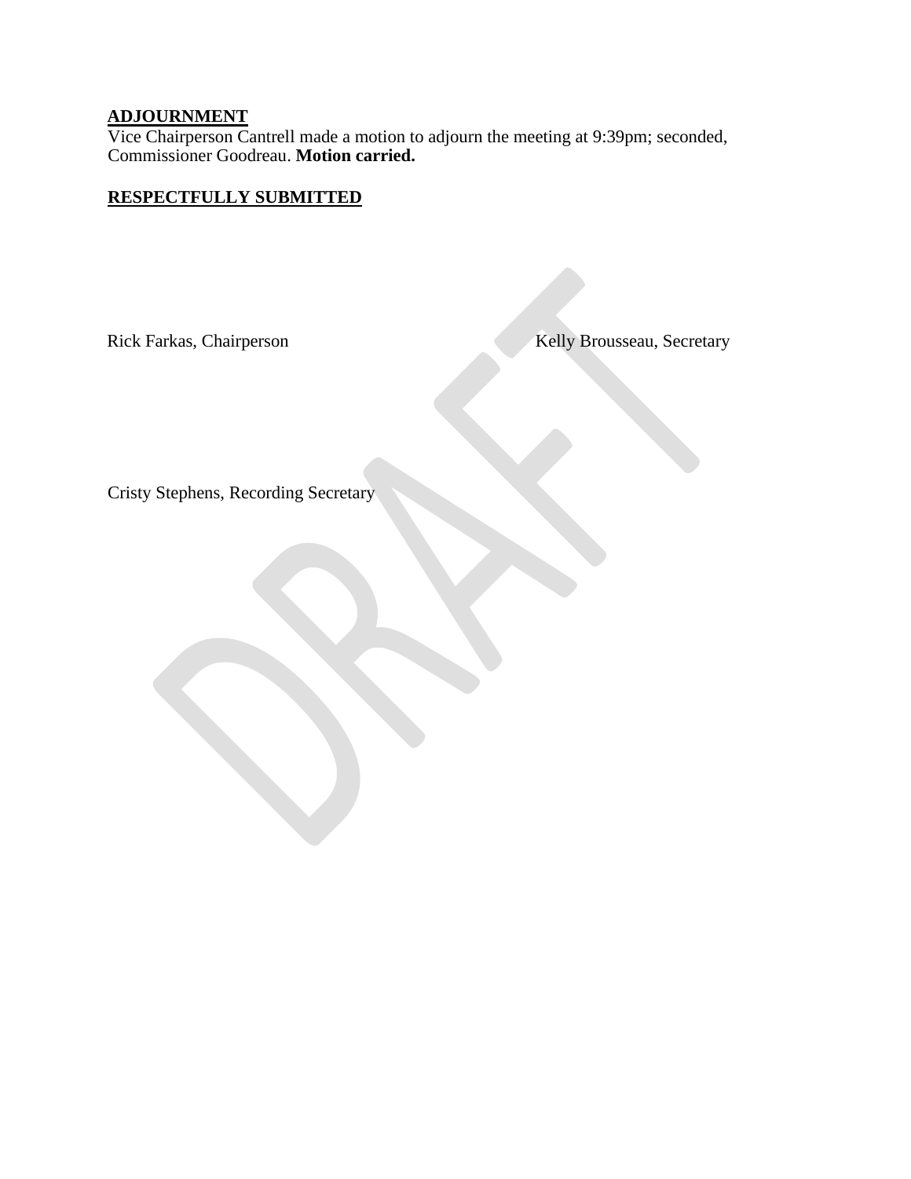**ADJOURNMENT**

Vice Chairperson Cantrell made a motion to adjourn the meeting at 9:39pm; seconded, Commissioner Goodreau. **Motion carried.**

**RESPECTFULLY SUBMITTED**

Rick Farkas, Chairperson

Kelly Brousseau, Secretary

Cristy Stephens, Recording Secretary

DRAFT